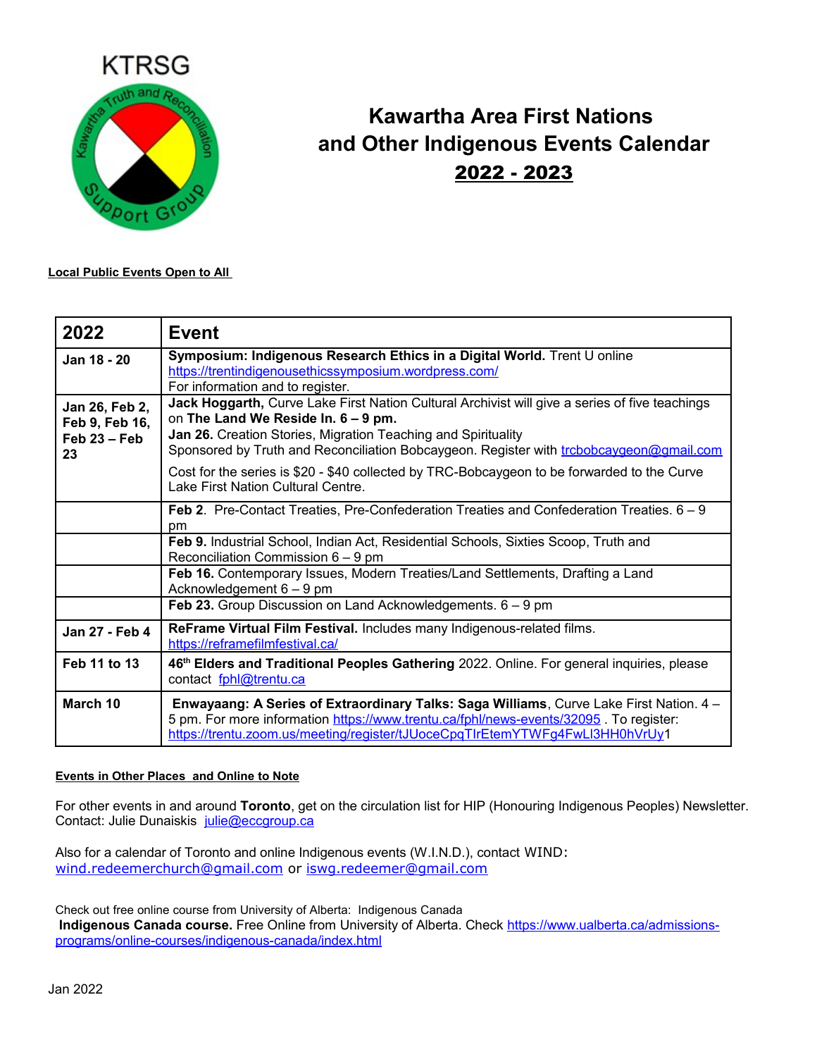KTRSG

# Kawartha Area First Nations and Other Indigenous Events Calendar 2022 - 2023

**Local Public Events Open to All**

| 2022 | Event |
|---|---|
| **Jan 18 - 20** | **Symposium: Indigenous Research Ethics in a Digital World.** Trent U online https://trentindigenousethicssymposium.wordpress.com/ For information and to register. |
| **Jan 26, Feb 2, Feb 9, Feb 16, Feb 23 – Feb 23** | **Jack Hoggarth,** Curve Lake First Nation Cultural Archivist will give a series of five teachings on **The Land We Reside In. 6 – 9 pm.** **Jan 26.** Creation Stories, Migration Teaching and Spirituality Sponsored by Truth and Reconciliation Bobcaygeon. Register with trcbobcaygeon@gmail.com Cost for the series is $20 - $40 collected by TRC-Bobcaygeon to be forwarded to the Curve Lake First Nation Cultural Centre. |
| | **Feb 2.** Pre-Contact Treaties, Pre-Confederation Treaties and Confederation Treaties. 6 – 9 pm |
| | **Feb 9.** Industrial School, Indian Act, Residential Schools, Sixties Scoop, Truth and Reconciliation Commission 6 – 9 pm |
| | **Feb 16.** Contemporary Issues, Modern Treaties/Land Settlements, Drafting a Land Acknowledgement 6 – 9 pm |
| | **Feb 23.** Group Discussion on Land Acknowledgements. 6 – 9 pm |
| **Jan 27 - Feb 4** | **ReFrame Virtual Film Festival.** Includes many Indigenous-related films. https://reframefilmfestival.ca/ |
| **Feb 11 to 13** | **46th Elders and Traditional Peoples Gathering** 2022. Online. For general inquiries, please contact fphl@trentu.ca |
| **March 10** | **Enwayaang: A Series of Extraordinary Talks: Saga Williams**, Curve Lake First Nation. 4 – 5 pm. For more information https://www.trentu.ca/fphl/news-events/32095 . To register: https://trentu.zoom.us/meeting/register/tJUoceCpqTIrEtemYTWFg4FwLI3HH0hVrUy1 |

**Events in Other Places and Online to Note**

For other events in and around **Toronto**, get on the circulation list for HIP (Honouring Indigenous Peoples) Newsletter. Contact: Julie Dunaiskis julie@eccgroup.ca

Also for a calendar of Toronto and online Indigenous events (W.I.N.D.), contact WIND: wind.redeemerchurch@gmail.com or iswg.redeemer@gmail.com

Check out free online course from University of Alberta: Indigenous Canada
**Indigenous Canada course.** Free Online from University of Alberta. Check https://www.ualberta.ca/admissions-programs/online-courses/indigenous-canada/index.html

Jan 2022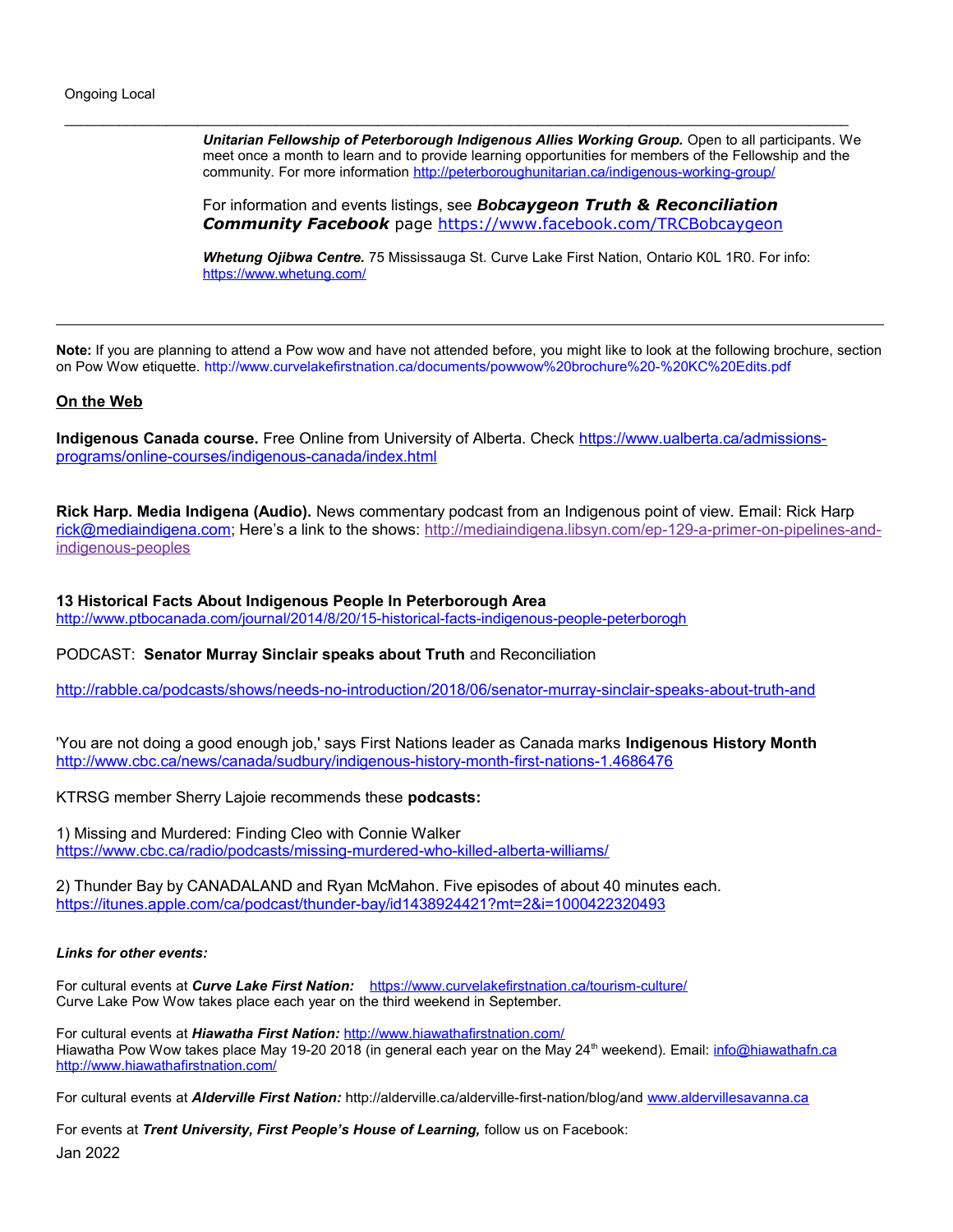Ongoing Local

---

***Unitarian Fellowship of Peterborough Indigenous Allies Working Group.*** Open to all participants. We meet once a month to learn and to provide learning opportunities for members of the Fellowship and the community. For more information http://peterboroughunitarian.ca/indigenous-working-group/

For information and events listings, see ***Bobcaygeon Truth & Reconciliation Community Facebook*** page https://www.facebook.com/TRCBobcaygeon

***Whetung Ojibwa Centre.*** 75 Mississauga St. Curve Lake First Nation, Ontario K0L 1R0. For info: https://www.whetung.com/

---

**Note:** If you are planning to attend a Pow wow and have not attended before, you might like to look at the following brochure, section on Pow Wow etiquette. http://www.curvelakefirstnation.ca/documents/powwow%20brochure%20-%20KC%20Edits.pdf

## On the Web

**Indigenous Canada course.** Free Online from University of Alberta. Check https://www.ualberta.ca/admissions-programs/online-courses/indigenous-canada/index.html

**Rick Harp. Media Indigena (Audio).** News commentary podcast from an Indigenous point of view. Email: Rick Harp rick@mediaindigena.com; Here's a link to the shows: http://mediaindigena.libsyn.com/ep-129-a-primer-on-pipelines-and-indigenous-peoples

**13 Historical Facts About Indigenous People In Peterborough Area**
http://www.ptbocanada.com/journal/2014/8/20/15-historical-facts-indigenous-people-peterborogh

PODCAST: **Senator Murray Sinclair speaks about Truth** and Reconciliation

http://rabble.ca/podcasts/shows/needs-no-introduction/2018/06/senator-murray-sinclair-speaks-about-truth-and

'You are not doing a good enough job,' says First Nations leader as Canada marks **Indigenous History Month**
http://www.cbc.ca/news/canada/sudbury/indigenous-history-month-first-nations-1.4686476

KTRSG member Sherry Lajoie recommends these **podcasts:**

1) Missing and Murdered: Finding Cleo with Connie Walker
https://www.cbc.ca/radio/podcasts/missing-murdered-who-killed-alberta-williams/

2) Thunder Bay by CANADALAND and Ryan McMahon. Five episodes of about 40 minutes each.
https://itunes.apple.com/ca/podcast/thunder-bay/id1438924421?mt=2&i=1000422320493

***Links for other events:***

For cultural events at ***Curve Lake First Nation:*** https://www.curvelakefirstnation.ca/tourism-culture/
Curve Lake Pow Wow takes place each year on the third weekend in September.

For cultural events at ***Hiawatha First Nation:*** http://www.hiawathafirstnation.com/
Hiawatha Pow Wow takes place May 19-20 2018 (in general each year on the May 24th weekend). Email: info@hiawathafn.ca
http://www.hiawathafirstnation.com/

For cultural events at ***Alderville First Nation:*** http://alderville.ca/alderville-first-nation/blog/and www.aldervillesavanna.ca

For events at ***Trent University, First People's House of Learning,*** follow us on Facebook:

Jan 2022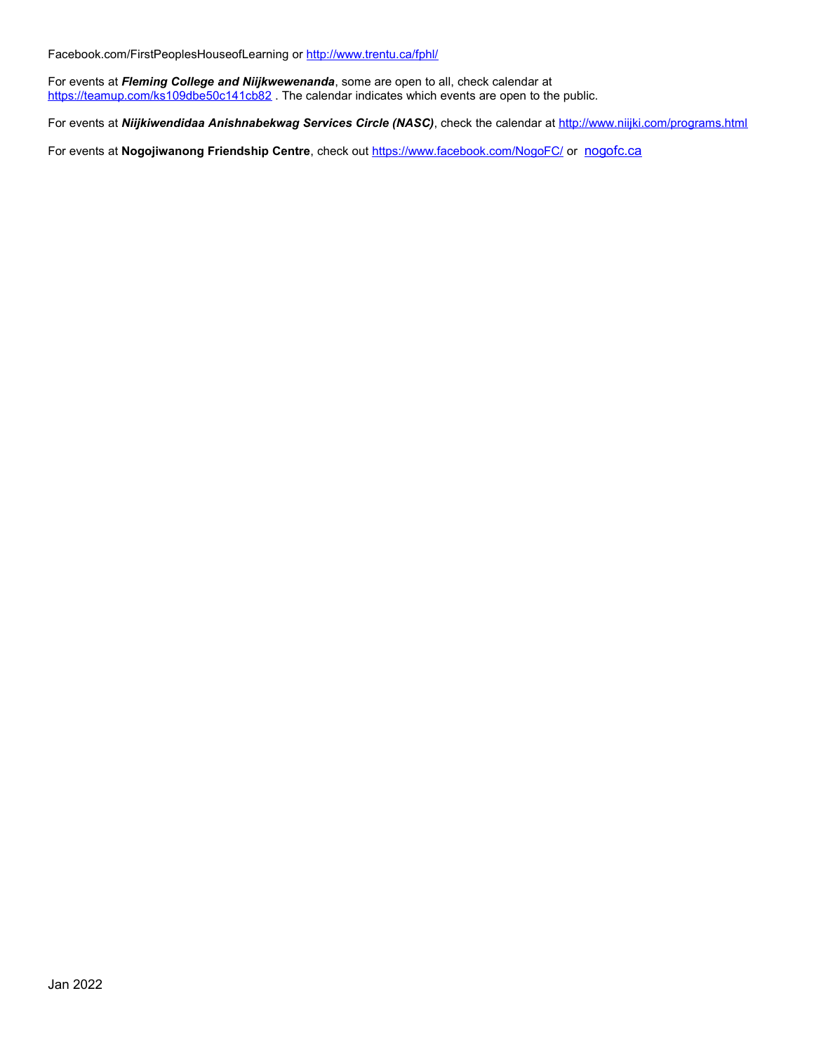Facebook.com/FirstPeoplesHouseofLearning or http://www.trentu.ca/fphl/

For events at ***Fleming College and Niijkwewenanda***, some are open to all, check calendar at https://teamup.com/ks109dbe50c141cb82 . The calendar indicates which events are open to the public.

For events at ***Niijkiwendidaa Anishnabekwag Services Circle (NASC)***, check the calendar at http://www.niijki.com/programs.html

For events at **Nogojiwanong Friendship Centre**, check out https://www.facebook.com/NogoFC/ or nogofc.ca

Jan 2022